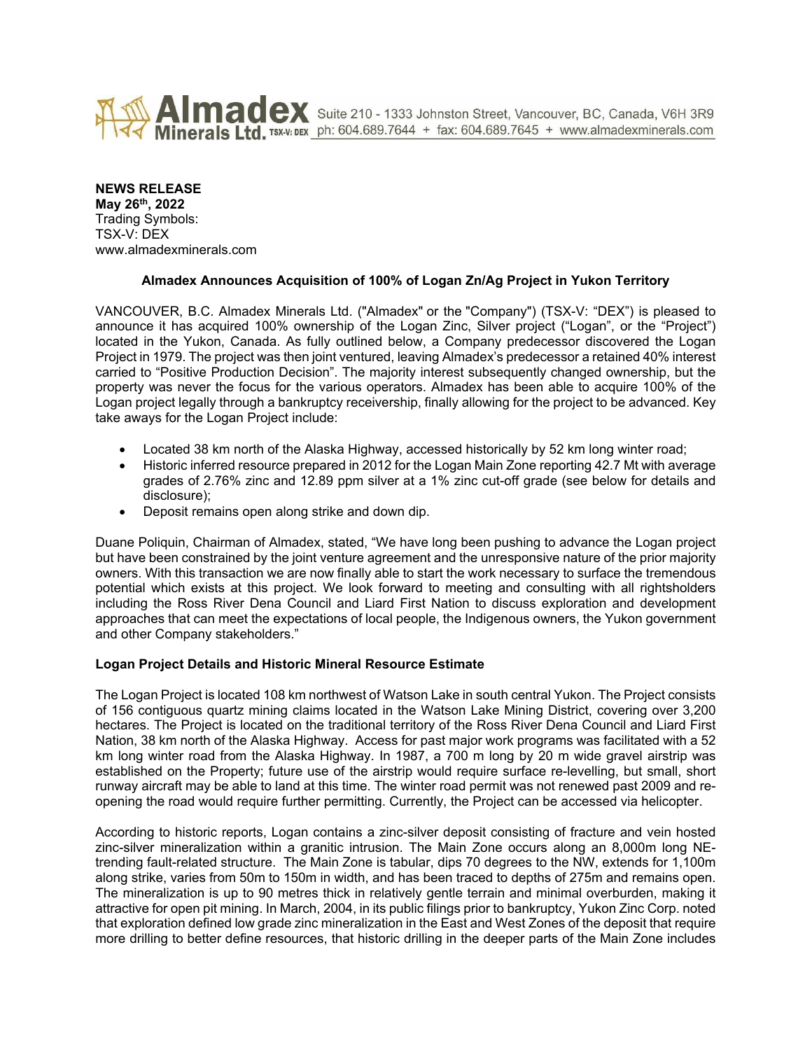Almadex Minerals Ltd. TSX-V: DEX Suite 210 - 1333 Johnston Street, Vancouver, BC, Canada, V6H 3R9 ph: 604.689.7644 + fax: 604.689.7645 + www.almadexminerals.com

**NEWS RELEASE**
**May 26th, 2022**
Trading Symbols:
TSX-V: DEX
www.almadexminerals.com

**Almadex Announces Acquisition of 100% of Logan Zn/Ag Project in Yukon Territory**

VANCOUVER, B.C. Almadex Minerals Ltd. ("Almadex" or the "Company") (TSX-V: "DEX") is pleased to announce it has acquired 100% ownership of the Logan Zinc, Silver project ("Logan", or the "Project") located in the Yukon, Canada. As fully outlined below, a Company predecessor discovered the Logan Project in 1979. The project was then joint ventured, leaving Almadex's predecessor a retained 40% interest carried to "Positive Production Decision". The majority interest subsequently changed ownership, but the property was never the focus for the various operators. Almadex has been able to acquire 100% of the Logan project legally through a bankruptcy receivership, finally allowing for the project to be advanced. Key take aways for the Logan Project include:

- Located 38 km north of the Alaska Highway, accessed historically by 52 km long winter road;
- Historic inferred resource prepared in 2012 for the Logan Main Zone reporting 42.7 Mt with average grades of 2.76% zinc and 12.89 ppm silver at a 1% zinc cut-off grade (see below for details and disclosure);
- Deposit remains open along strike and down dip.

Duane Poliquin, Chairman of Almadex, stated, "We have long been pushing to advance the Logan project but have been constrained by the joint venture agreement and the unresponsive nature of the prior majority owners. With this transaction we are now finally able to start the work necessary to surface the tremendous potential which exists at this project. We look forward to meeting and consulting with all rightsholders including the Ross River Dena Council and Liard First Nation to discuss exploration and development approaches that can meet the expectations of local people, the Indigenous owners, the Yukon government and other Company stakeholders."

**Logan Project Details and Historic Mineral Resource Estimate**

The Logan Project is located 108 km northwest of Watson Lake in south central Yukon. The Project consists of 156 contiguous quartz mining claims located in the Watson Lake Mining District, covering over 3,200 hectares. The Project is located on the traditional territory of the Ross River Dena Council and Liard First Nation, 38 km north of the Alaska Highway. Access for past major work programs was facilitated with a 52 km long winter road from the Alaska Highway. In 1987, a 700 m long by 20 m wide gravel airstrip was established on the Property; future use of the airstrip would require surface re-levelling, but small, short runway aircraft may be able to land at this time. The winter road permit was not renewed past 2009 and re-opening the road would require further permitting. Currently, the Project can be accessed via helicopter.

According to historic reports, Logan contains a zinc-silver deposit consisting of fracture and vein hosted zinc-silver mineralization within a granitic intrusion. The Main Zone occurs along an 8,000m long NE-trending fault-related structure. The Main Zone is tabular, dips 70 degrees to the NW, extends for 1,100m along strike, varies from 50m to 150m in width, and has been traced to depths of 275m and remains open. The mineralization is up to 90 metres thick in relatively gentle terrain and minimal overburden, making it attractive for open pit mining. In March, 2004, in its public filings prior to bankruptcy, Yukon Zinc Corp. noted that exploration defined low grade zinc mineralization in the East and West Zones of the deposit that require more drilling to better define resources, that historic drilling in the deeper parts of the Main Zone includes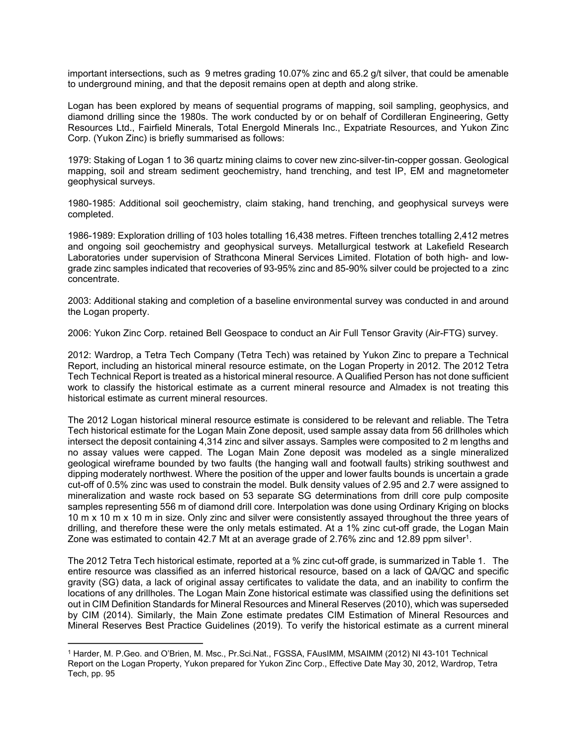important intersections, such as 9 metres grading 10.07% zinc and 65.2 g/t silver, that could be amenable to underground mining, and that the deposit remains open at depth and along strike.

Logan has been explored by means of sequential programs of mapping, soil sampling, geophysics, and diamond drilling since the 1980s. The work conducted by or on behalf of Cordilleran Engineering, Getty Resources Ltd., Fairfield Minerals, Total Energold Minerals Inc., Expatriate Resources, and Yukon Zinc Corp. (Yukon Zinc) is briefly summarised as follows:

1979: Staking of Logan 1 to 36 quartz mining claims to cover new zinc-silver-tin-copper gossan. Geological mapping, soil and stream sediment geochemistry, hand trenching, and test IP, EM and magnetometer geophysical surveys.

1980-1985: Additional soil geochemistry, claim staking, hand trenching, and geophysical surveys were completed.

1986-1989: Exploration drilling of 103 holes totalling 16,438 metres. Fifteen trenches totalling 2,412 metres and ongoing soil geochemistry and geophysical surveys. Metallurgical testwork at Lakefield Research Laboratories under supervision of Strathcona Mineral Services Limited. Flotation of both high- and low-grade zinc samples indicated that recoveries of 93-95% zinc and 85-90% silver could be projected to a zinc concentrate.

2003: Additional staking and completion of a baseline environmental survey was conducted in and around the Logan property.

2006: Yukon Zinc Corp. retained Bell Geospace to conduct an Air Full Tensor Gravity (Air-FTG) survey.

2012: Wardrop, a Tetra Tech Company (Tetra Tech) was retained by Yukon Zinc to prepare a Technical Report, including an historical mineral resource estimate, on the Logan Property in 2012. The 2012 Tetra Tech Technical Report is treated as a historical mineral resource. A Qualified Person has not done sufficient work to classify the historical estimate as a current mineral resource and Almadex is not treating this historical estimate as current mineral resources.

The 2012 Logan historical mineral resource estimate is considered to be relevant and reliable. The Tetra Tech historical estimate for the Logan Main Zone deposit, used sample assay data from 56 drillholes which intersect the deposit containing 4,314 zinc and silver assays. Samples were composited to 2 m lengths and no assay values were capped. The Logan Main Zone deposit was modeled as a single mineralized geological wireframe bounded by two faults (the hanging wall and footwall faults) striking southwest and dipping moderately northwest. Where the position of the upper and lower faults bounds is uncertain a grade cut-off of 0.5% zinc was used to constrain the model. Bulk density values of 2.95 and 2.7 were assigned to mineralization and waste rock based on 53 separate SG determinations from drill core pulp composite samples representing 556 m of diamond drill core. Interpolation was done using Ordinary Kriging on blocks 10 m x 10 m x 10 m in size. Only zinc and silver were consistently assayed throughout the three years of drilling, and therefore these were the only metals estimated. At a 1% zinc cut-off grade, the Logan Main Zone was estimated to contain 42.7 Mt at an average grade of 2.76% zinc and 12.89 ppm silver[1].

The 2012 Tetra Tech historical estimate, reported at a % zinc cut-off grade, is summarized in Table 1. The entire resource was classified as an inferred historical resource, based on a lack of QA/QC and specific gravity (SG) data, a lack of original assay certificates to validate the data, and an inability to confirm the locations of any drillholes. The Logan Main Zone historical estimate was classified using the definitions set out in CIM Definition Standards for Mineral Resources and Mineral Reserves (2010), which was superseded by CIM (2014). Similarly, the Main Zone estimate predates CIM Estimation of Mineral Resources and Mineral Reserves Best Practice Guidelines (2019). To verify the historical estimate as a current mineral

[1] Harder, M. P.Geo. and O'Brien, M. Msc., Pr.Sci.Nat., FGSSA, FAusIMM, MSAIMM (2012) NI 43-101 Technical Report on the Logan Property, Yukon prepared for Yukon Zinc Corp., Effective Date May 30, 2012, Wardrop, Tetra Tech, pp. 95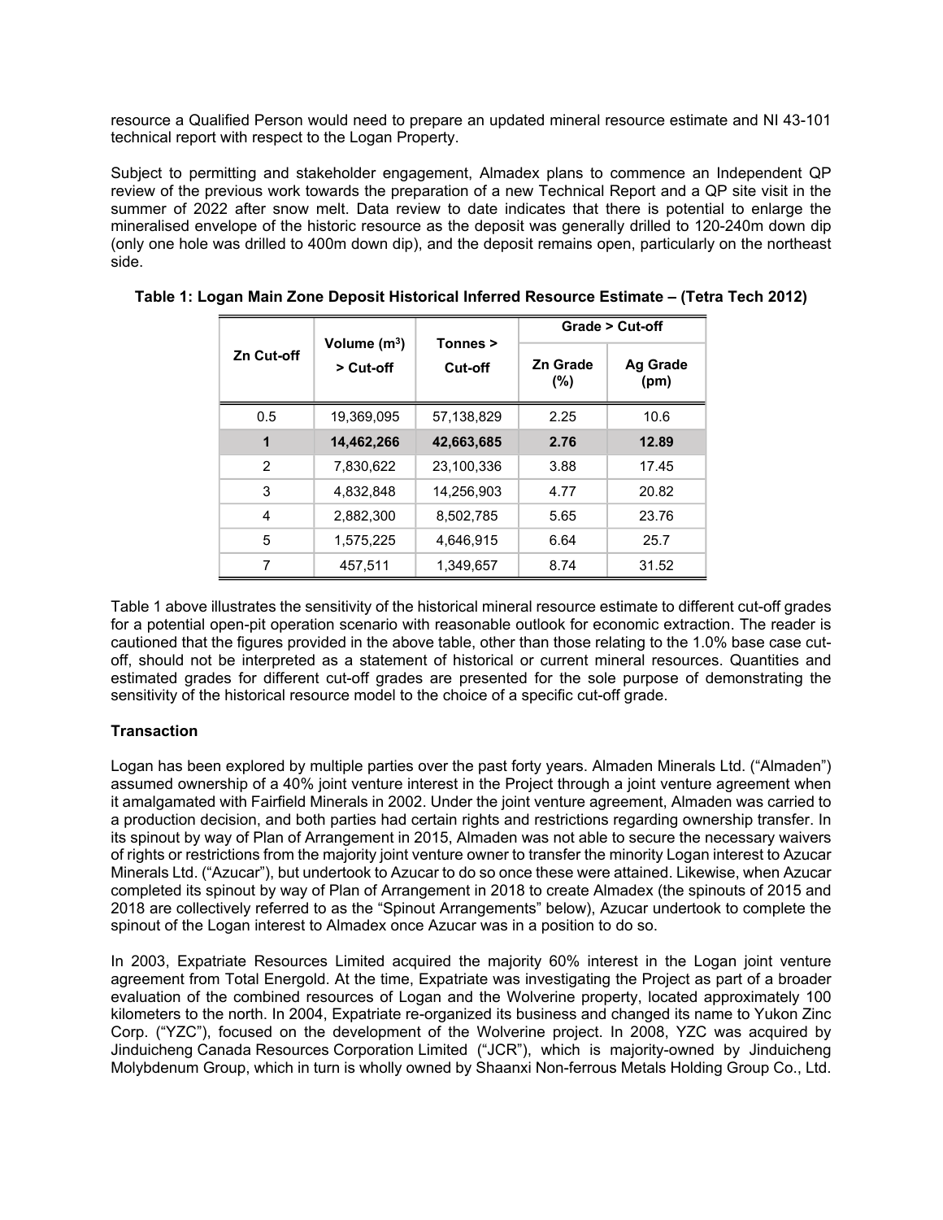resource a Qualified Person would need to prepare an updated mineral resource estimate and NI 43-101 technical report with respect to the Logan Property.

Subject to permitting and stakeholder engagement, Almadex plans to commence an Independent QP review of the previous work towards the preparation of a new Technical Report and a QP site visit in the summer of 2022 after snow melt. Data review to date indicates that there is potential to enlarge the mineralised envelope of the historic resource as the deposit was generally drilled to 120-240m down dip (only one hole was drilled to 400m down dip), and the deposit remains open, particularly on the northeast side.

**Table 1: Logan Main Zone Deposit Historical Inferred Resource Estimate – (Tetra Tech 2012)**

| Zn Cut-off | Volume ($m^3$) > Cut-off | Tonnes > Cut-off | Grade > Cut-off | |
|---|---|---|---|---|
| | | | Zn Grade (%) | Ag Grade (pm) |
| 0.5 | 19,369,095 | 57,138,829 | 2.25 | 10.6 |
| **1** | **14,462,266** | **42,663,685** | **2.76** | **12.89** |
| 2 | 7,830,622 | 23,100,336 | 3.88 | 17.45 |
| 3 | 4,832,848 | 14,256,903 | 4.77 | 20.82 |
| 4 | 2,882,300 | 8,502,785 | 5.65 | 23.76 |
| 5 | 1,575,225 | 4,646,915 | 6.64 | 25.7 |
| 7 | 457,511 | 1,349,657 | 8.74 | 31.52 |

Table 1 above illustrates the sensitivity of the historical mineral resource estimate to different cut-off grades for a potential open-pit operation scenario with reasonable outlook for economic extraction. The reader is cautioned that the figures provided in the above table, other than those relating to the 1.0% base case cut-off, should not be interpreted as a statement of historical or current mineral resources. Quantities and estimated grades for different cut-off grades are presented for the sole purpose of demonstrating the sensitivity of the historical resource model to the choice of a specific cut-off grade.

**Transaction**

Logan has been explored by multiple parties over the past forty years. Almaden Minerals Ltd. ("Almaden") assumed ownership of a 40% joint venture interest in the Project through a joint venture agreement when it amalgamated with Fairfield Minerals in 2002. Under the joint venture agreement, Almaden was carried to a production decision, and both parties had certain rights and restrictions regarding ownership transfer. In its spinout by way of Plan of Arrangement in 2015, Almaden was not able to secure the necessary waivers of rights or restrictions from the majority joint venture owner to transfer the minority Logan interest to Azucar Minerals Ltd. ("Azucar"), but undertook to Azucar to do so once these were attained. Likewise, when Azucar completed its spinout by way of Plan of Arrangement in 2018 to create Almadex (the spinouts of 2015 and 2018 are collectively referred to as the "Spinout Arrangements" below), Azucar undertook to complete the spinout of the Logan interest to Almadex once Azucar was in a position to do so.

In 2003, Expatriate Resources Limited acquired the majority 60% interest in the Logan joint venture agreement from Total Energold. At the time, Expatriate was investigating the Project as part of a broader evaluation of the combined resources of Logan and the Wolverine property, located approximately 100 kilometers to the north. In 2004, Expatriate re-organized its business and changed its name to Yukon Zinc Corp. ("YZC"), focused on the development of the Wolverine project. In 2008, YZC was acquired by Jinduicheng Canada Resources Corporation Limited ("JCR"), which is majority-owned by Jinduicheng Molybdenum Group, which in turn is wholly owned by Shaanxi Non-ferrous Metals Holding Group Co., Ltd.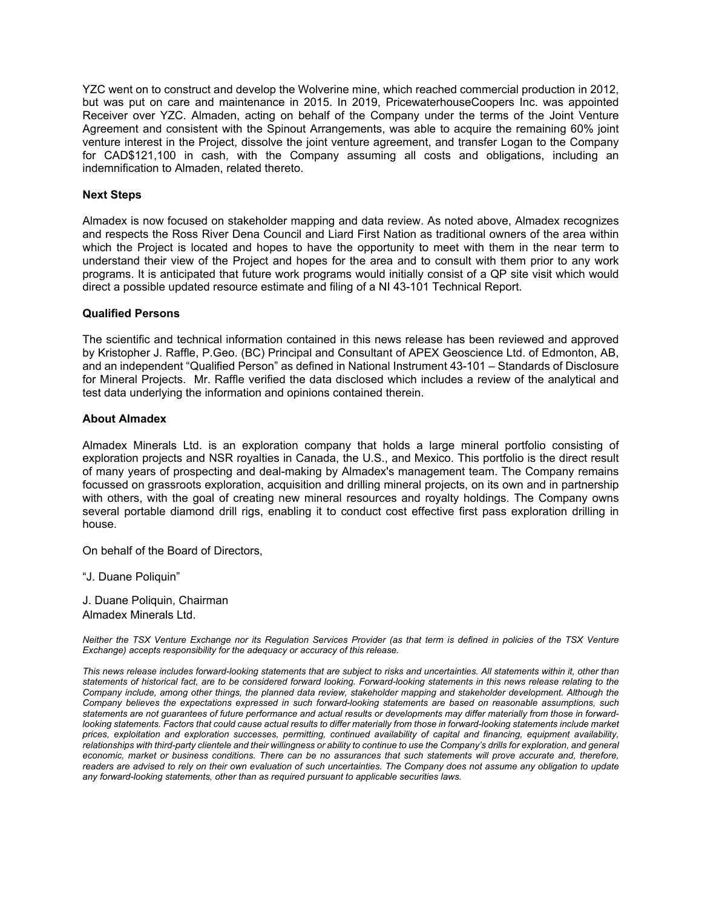YZC went on to construct and develop the Wolverine mine, which reached commercial production in 2012, but was put on care and maintenance in 2015. In 2019, PricewaterhouseCoopers Inc. was appointed Receiver over YZC. Almaden, acting on behalf of the Company under the terms of the Joint Venture Agreement and consistent with the Spinout Arrangements, was able to acquire the remaining 60% joint venture interest in the Project, dissolve the joint venture agreement, and transfer Logan to the Company for CAD$121,100 in cash, with the Company assuming all costs and obligations, including an indemnification to Almaden, related thereto.

**Next Steps**

Almadex is now focused on stakeholder mapping and data review. As noted above, Almadex recognizes and respects the Ross River Dena Council and Liard First Nation as traditional owners of the area within which the Project is located and hopes to have the opportunity to meet with them in the near term to understand their view of the Project and hopes for the area and to consult with them prior to any work programs. It is anticipated that future work programs would initially consist of a QP site visit which would direct a possible updated resource estimate and filing of a NI 43-101 Technical Report.

**Qualified Persons**

The scientific and technical information contained in this news release has been reviewed and approved by Kristopher J. Raffle, P.Geo. (BC) Principal and Consultant of APEX Geoscience Ltd. of Edmonton, AB, and an independent "Qualified Person" as defined in National Instrument 43-101 – Standards of Disclosure for Mineral Projects. Mr. Raffle verified the data disclosed which includes a review of the analytical and test data underlying the information and opinions contained therein.

**About Almadex**

Almadex Minerals Ltd. is an exploration company that holds a large mineral portfolio consisting of exploration projects and NSR royalties in Canada, the U.S., and Mexico. This portfolio is the direct result of many years of prospecting and deal-making by Almadex's management team. The Company remains focussed on grassroots exploration, acquisition and drilling mineral projects, on its own and in partnership with others, with the goal of creating new mineral resources and royalty holdings. The Company owns several portable diamond drill rigs, enabling it to conduct cost effective first pass exploration drilling in house.

On behalf of the Board of Directors,

"J. Duane Poliquin"

J. Duane Poliquin, Chairman
Almadex Minerals Ltd.

*Neither the TSX Venture Exchange nor its Regulation Services Provider (as that term is defined in policies of the TSX Venture Exchange) accepts responsibility for the adequacy or accuracy of this release.*

*This news release includes forward-looking statements that are subject to risks and uncertainties. All statements within it, other than statements of historical fact, are to be considered forward looking. Forward-looking statements in this news release relating to the Company include, among other things, the planned data review, stakeholder mapping and stakeholder development. Although the Company believes the expectations expressed in such forward-looking statements are based on reasonable assumptions, such statements are not guarantees of future performance and actual results or developments may differ materially from those in forward-looking statements. Factors that could cause actual results to differ materially from those in forward-looking statements include market prices, exploitation and exploration successes, permitting, continued availability of capital and financing, equipment availability, relationships with third-party clientele and their willingness or ability to continue to use the Company's drills for exploration, and general economic, market or business conditions. There can be no assurances that such statements will prove accurate and, therefore, readers are advised to rely on their own evaluation of such uncertainties. The Company does not assume any obligation to update any forward-looking statements, other than as required pursuant to applicable securities laws.*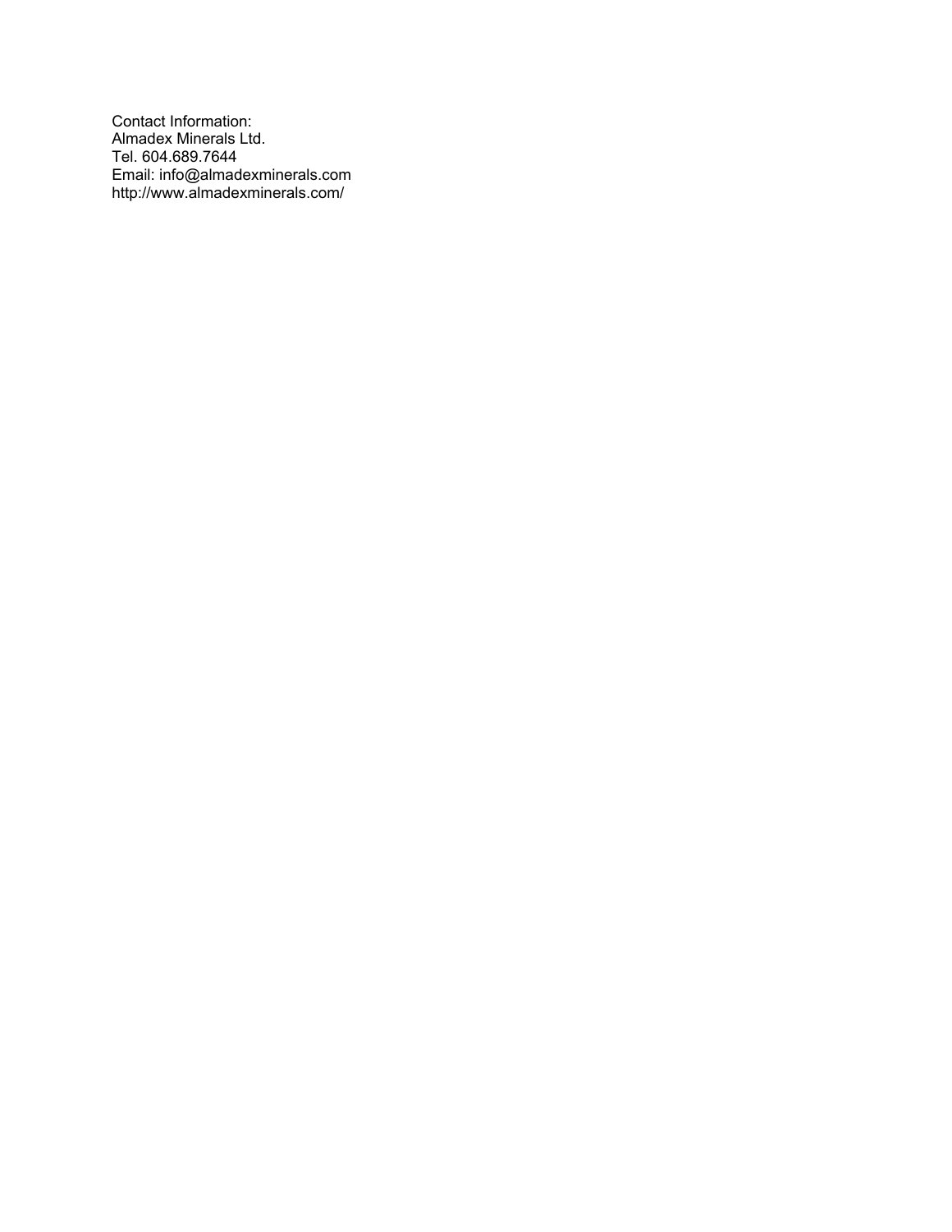Contact Information:
Almadex Minerals Ltd.
Tel. 604.689.7644
Email: info@almadexminerals.com
http://www.almadexminerals.com/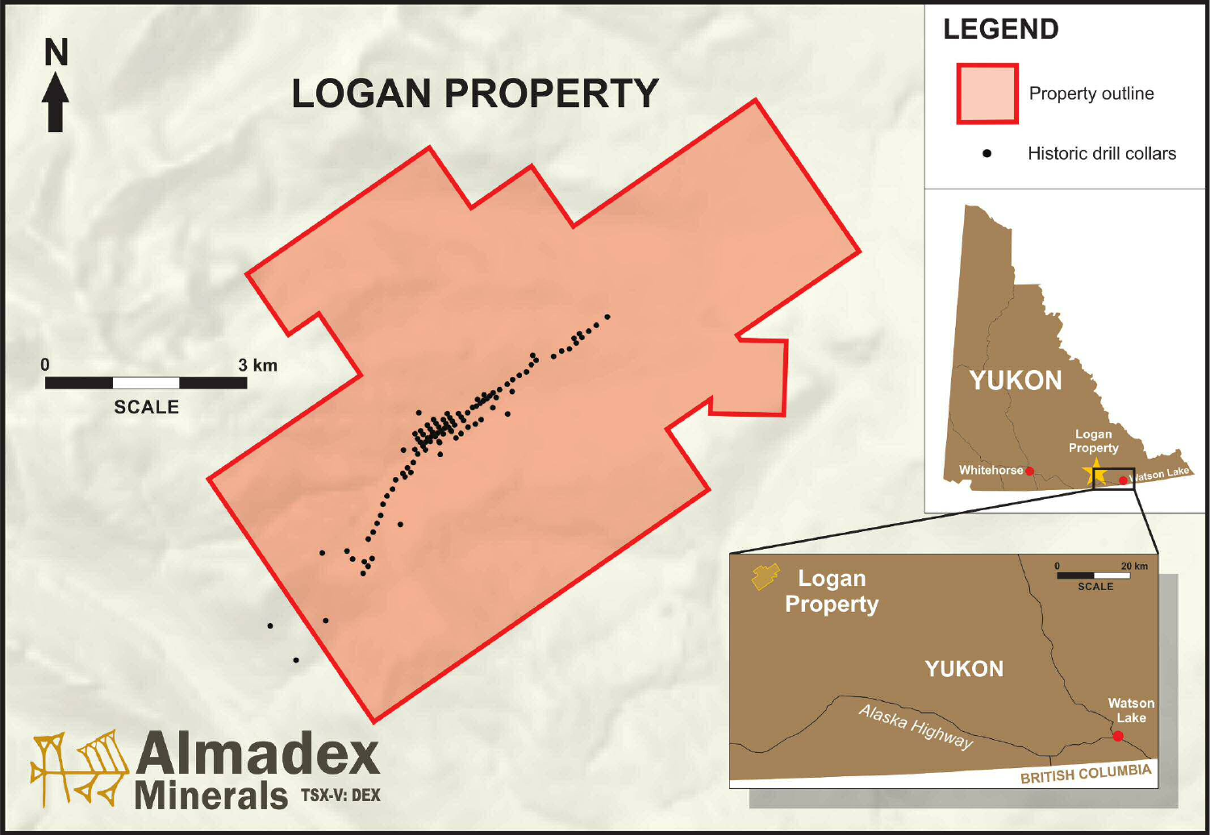# LOGAN PROPERTY

N

0 3 km

SCALE

LEGEND

Property outline

Historic drill collars

YUKON

Logan Property

Whitehorse

Watson Lake

Logan Property

0 20 km

SCALE

YUKON

Alaska Highway

Watson Lake

BRITISH COLUMBIA

Almadex Minerals TSX-V: DEX